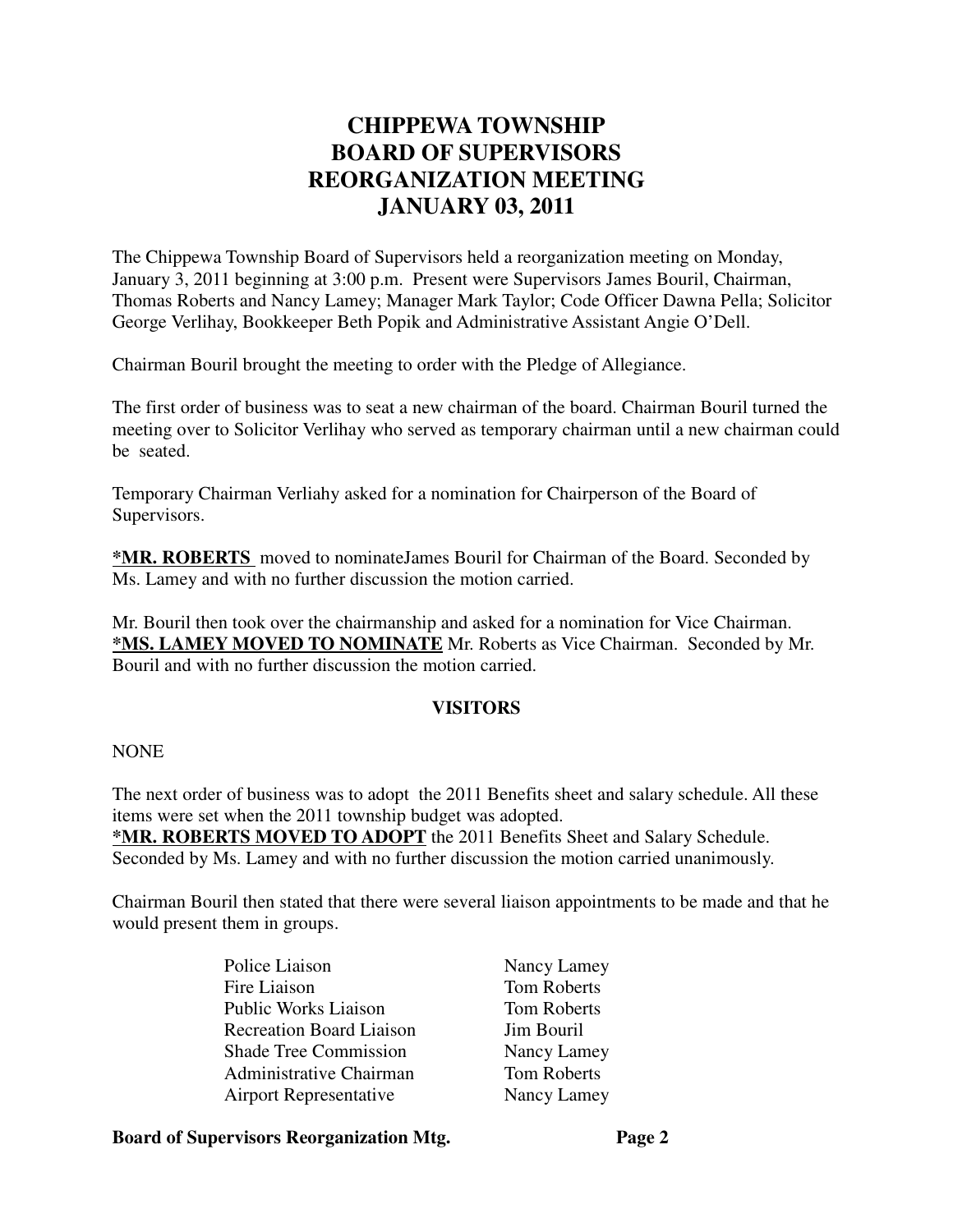# CHIPPEWA TOWNSHIP BOARD OF SUPERVISORS REORGANIZATION MEETING JANUARY 03, 2011

The Chippewa Township Board of Supervisors held a reorganization meeting on Monday, January 3, 2011 beginning at 3:00 p.m. Present were Supervisors James Bouril, Chairman, Thomas Roberts and Nancy Lamey; Manager Mark Taylor; Code Officer Dawna Pella; Solicitor George Verlihay, Bookkeeper Beth Popik and Administrative Assistant Angie O'Dell.

Chairman Bouril brought the meeting to order with the Pledge of Allegiance.

The first order of business was to seat a new chairman of the board. Chairman Bouril turned the meeting over to Solicitor Verlihay who served as temporary chairman until a new chairman could be seated.

Temporary Chairman Verliahy asked for a nomination for Chairperson of the Board of Supervisors.

**\*MR. ROBERTS** moved to nominateJames Bouril for Chairman of the Board. Seconded by Ms. Lamey and with no further discussion the motion carried.

Mr. Bouril then took over the chairmanship and asked for a nomination for Vice Chairman. **\*MS. LAMEY MOVED TO NOMINATE** Mr. Roberts as Vice Chairman. Seconded by Mr. Bouril and with no further discussion the motion carried.

## VISITORS

NONE

The next order of business was to adopt the 2011 Benefits sheet and salary schedule. All these items were set when the 2011 township budget was adopted.
**\*MR. ROBERTS MOVED TO ADOPT** the 2011 Benefits Sheet and Salary Schedule. Seconded by Ms. Lamey and with no further discussion the motion carried unanimously.

Chairman Bouril then stated that there were several liaison appointments to be made and that he would present them in groups.

| | |
|---|---|
| Police Liaison | Nancy Lamey |
| Fire Liaison | Tom Roberts |
| Public Works Liaison | Tom Roberts |
| Recreation Board Liaison | Jim Bouril |
| Shade Tree Commission | Nancy Lamey |
| Administrative Chairman | Tom Roberts |
| Airport Representative | Nancy Lamey |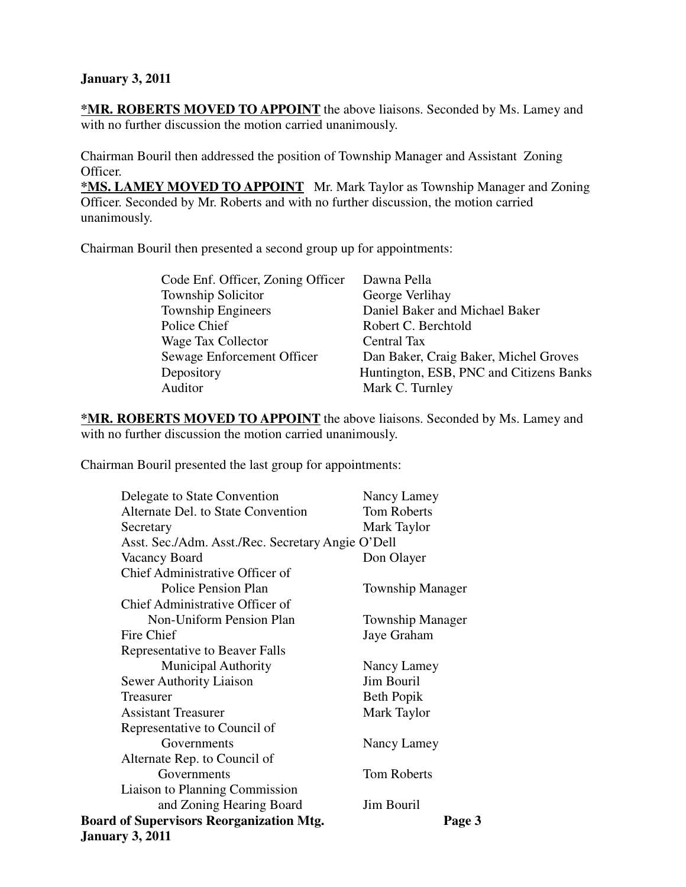**January 3, 2011**

**\*MR. ROBERTS MOVED TO APPOINT** the above liaisons. Seconded by Ms. Lamey and with no further discussion the motion carried unanimously.

Chairman Bouril then addressed the position of Township Manager and Assistant Zoning Officer.

**\*MS. LAMEY MOVED TO APPOINT** Mr. Mark Taylor as Township Manager and Zoning Officer. Seconded by Mr. Roberts and with no further discussion, the motion carried unanimously.

Chairman Bouril then presented a second group up for appointments:

| | |
|---|---|
| Code Enf. Officer, Zoning Officer | Dawna Pella |
| Township Solicitor | George Verlihay |
| Township Engineers | Daniel Baker and Michael Baker |
| Police Chief | Robert C. Berchtold |
| Wage Tax Collector | Central Tax |
| Sewage Enforcement Officer | Dan Baker, Craig Baker, Michel Groves |
| Depository | Huntington, ESB, PNC and Citizens Banks |
| Auditor | Mark C. Turnley |

**\*MR. ROBERTS MOVED TO APPOINT** the above liaisons. Seconded by Ms. Lamey and with no further discussion the motion carried unanimously.

Chairman Bouril presented the last group for appointments:

| | |
|---|---|
| Delegate to State Convention | Nancy Lamey |
| Alternate Del. to State Convention | Tom Roberts |
| Secretary | Mark Taylor |
| Asst. Sec./Adm. Asst./Rec. Secretary | Angie O'Dell |
| Vacancy Board | Don Olayer |
| Chief Administrative Officer of Police Pension Plan | Township Manager |
| Chief Administrative Officer of Non-Uniform Pension Plan | Township Manager |
| Fire Chief | Jaye Graham |
| Representative to Beaver Falls Municipal Authority | Nancy Lamey |
| Sewer Authority Liaison | Jim Bouril |
| Treasurer | Beth Popik |
| Assistant Treasurer | Mark Taylor |
| Representative to Council of Governments | Nancy Lamey |
| Alternate Rep. to Council of Governments | Tom Roberts |
| Liaison to Planning Commission and Zoning Hearing Board | Jim Bouril |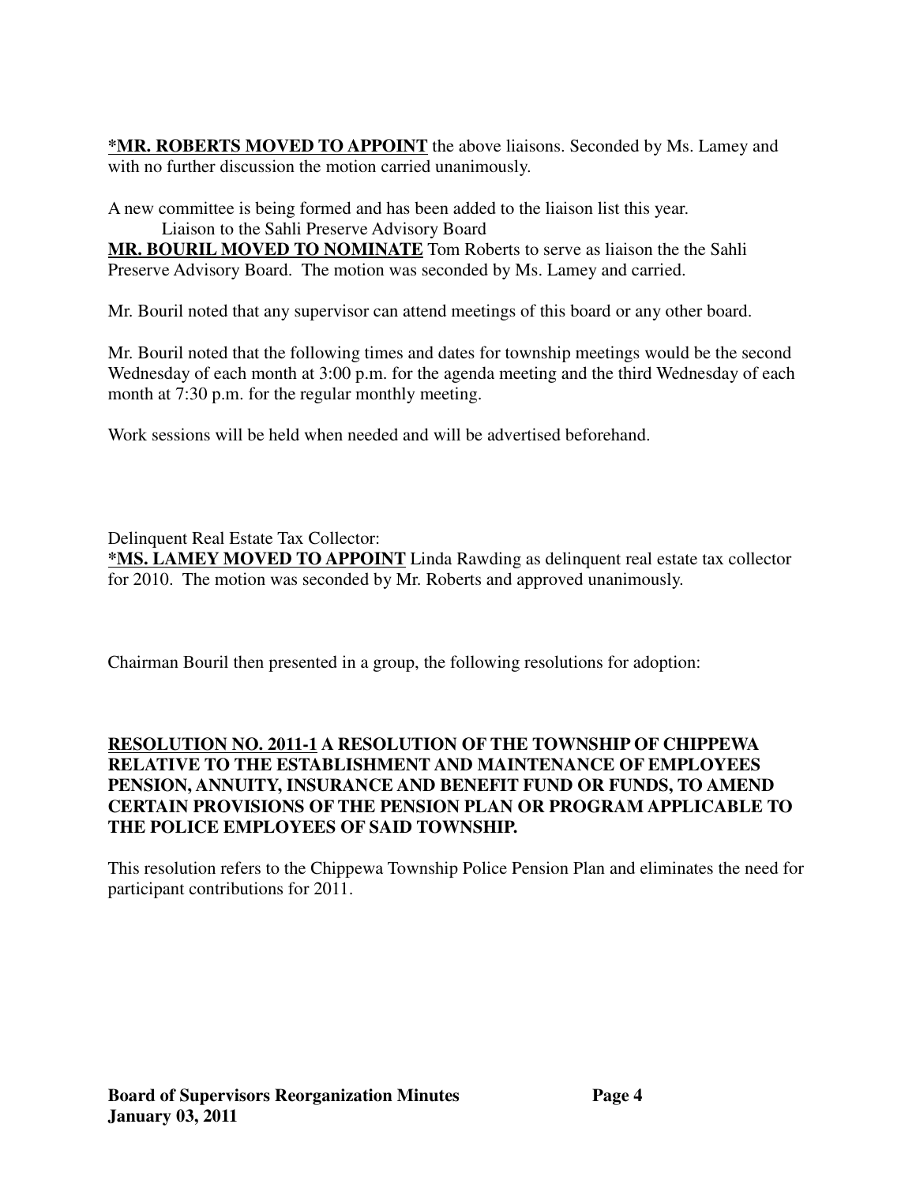**<u>*MR. ROBERTS MOVED TO APPOINT</u>** the above liaisons. Seconded by Ms. Lamey and with no further discussion the motion carried unanimously.

A new committee is being formed and has been added to the liaison list this year.
Liaison to the Sahli Preserve Advisory Board

**<u>MR. BOURIL MOVED TO NOMINATE</u>** Tom Roberts to serve as liaison the the Sahli Preserve Advisory Board. The motion was seconded by Ms. Lamey and carried.

Mr. Bouril noted that any supervisor can attend meetings of this board or any other board.

Mr. Bouril noted that the following times and dates for township meetings would be the second Wednesday of each month at 3:00 p.m. for the agenda meeting and the third Wednesday of each month at 7:30 p.m. for the regular monthly meeting.

Work sessions will be held when needed and will be advertised beforehand.

Delinquent Real Estate Tax Collector:

**<u>*MS. LAMEY MOVED TO APPOINT</u>** Linda Rawding as delinquent real estate tax collector for 2010. The motion was seconded by Mr. Roberts and approved unanimously.

Chairman Bouril then presented in a group, the following resolutions for adoption:

**<u>RESOLUTION NO. 2011-1</u> A RESOLUTION OF THE TOWNSHIP OF CHIPPEWA RELATIVE TO THE ESTABLISHMENT AND MAINTENANCE OF EMPLOYEES PENSION, ANNUITY, INSURANCE AND BENEFIT FUND OR FUNDS, TO AMEND CERTAIN PROVISIONS OF THE PENSION PLAN OR PROGRAM APPLICABLE TO THE POLICE EMPLOYEES OF SAID TOWNSHIP.**

This resolution refers to the Chippewa Township Police Pension Plan and eliminates the need for participant contributions for 2011.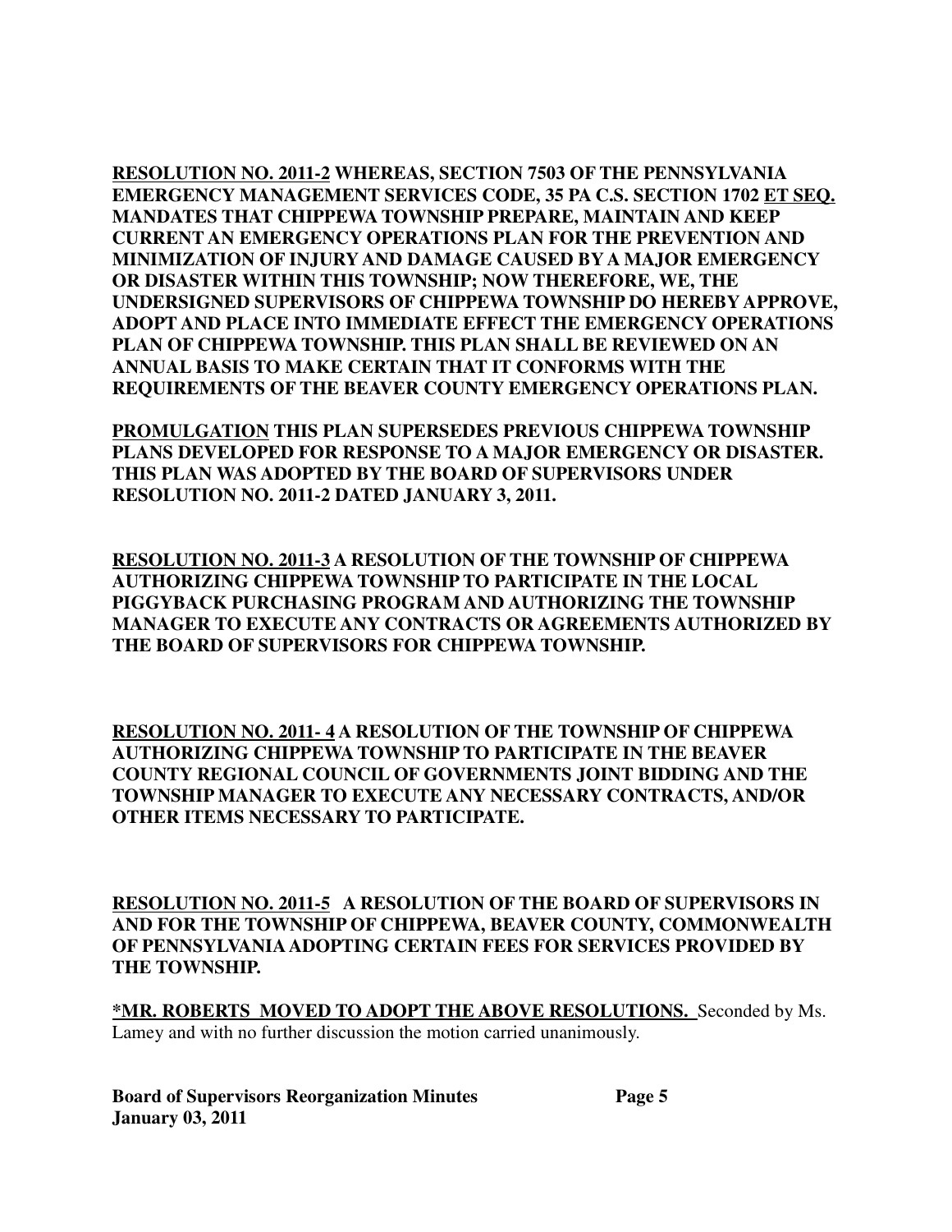**RESOLUTION NO. 2011-2 WHEREAS, SECTION 7503 OF THE PENNSYLVANIA EMERGENCY MANAGEMENT SERVICES CODE, 35 PA C.S. SECTION 1702 ET SEQ. MANDATES THAT CHIPPEWA TOWNSHIP PREPARE, MAINTAIN AND KEEP CURRENT AN EMERGENCY OPERATIONS PLAN FOR THE PREVENTION AND MINIMIZATION OF INJURY AND DAMAGE CAUSED BY A MAJOR EMERGENCY OR DISASTER WITHIN THIS TOWNSHIP; NOW THEREFORE, WE, THE UNDERSIGNED SUPERVISORS OF CHIPPEWA TOWNSHIP DO HEREBY APPROVE, ADOPT AND PLACE INTO IMMEDIATE EFFECT THE EMERGENCY OPERATIONS PLAN OF CHIPPEWA TOWNSHIP. THIS PLAN SHALL BE REVIEWED ON AN ANNUAL BASIS TO MAKE CERTAIN THAT IT CONFORMS WITH THE REQUIREMENTS OF THE BEAVER COUNTY EMERGENCY OPERATIONS PLAN.**

**PROMULGATION THIS PLAN SUPERSEDES PREVIOUS CHIPPEWA TOWNSHIP PLANS DEVELOPED FOR RESPONSE TO A MAJOR EMERGENCY OR DISASTER. THIS PLAN WAS ADOPTED BY THE BOARD OF SUPERVISORS UNDER RESOLUTION NO. 2011-2 DATED JANUARY 3, 2011.**

**RESOLUTION NO. 2011-3 A RESOLUTION OF THE TOWNSHIP OF CHIPPEWA AUTHORIZING CHIPPEWA TOWNSHIP TO PARTICIPATE IN THE LOCAL PIGGYBACK PURCHASING PROGRAM AND AUTHORIZING THE TOWNSHIP MANAGER TO EXECUTE ANY CONTRACTS OR AGREEMENTS AUTHORIZED BY THE BOARD OF SUPERVISORS FOR CHIPPEWA TOWNSHIP.**

**RESOLUTION NO. 2011- 4 A RESOLUTION OF THE TOWNSHIP OF CHIPPEWA AUTHORIZING CHIPPEWA TOWNSHIP TO PARTICIPATE IN THE BEAVER COUNTY REGIONAL COUNCIL OF GOVERNMENTS JOINT BIDDING AND THE TOWNSHIP MANAGER TO EXECUTE ANY NECESSARY CONTRACTS, AND/OR OTHER ITEMS NECESSARY TO PARTICIPATE.**

**RESOLUTION NO. 2011-5 A RESOLUTION OF THE BOARD OF SUPERVISORS IN AND FOR THE TOWNSHIP OF CHIPPEWA, BEAVER COUNTY, COMMONWEALTH OF PENNSYLVANIA ADOPTING CERTAIN FEES FOR SERVICES PROVIDED BY THE TOWNSHIP.**

**\*MR. ROBERTS MOVED TO ADOPT THE ABOVE RESOLUTIONS.** Seconded by Ms. Lamey and with no further discussion the motion carried unanimously.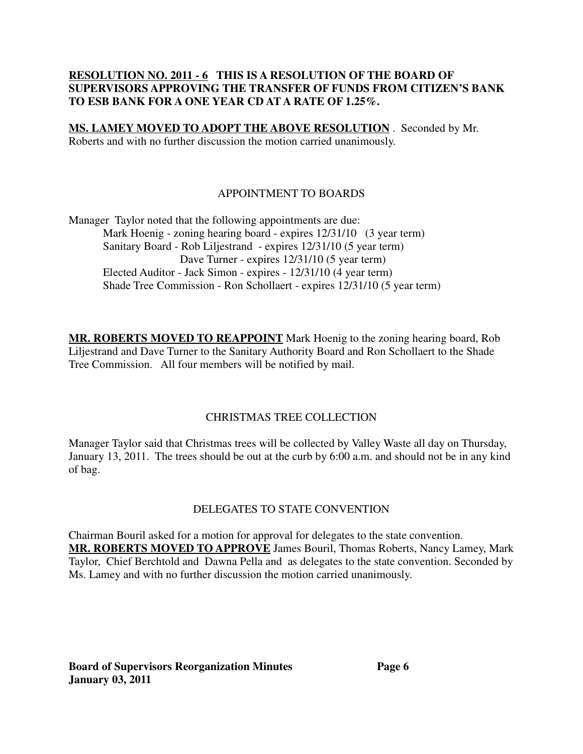**<u>RESOLUTION NO. 2011 - 6</u> THIS IS A RESOLUTION OF THE BOARD OF SUPERVISORS APPROVING THE TRANSFER OF FUNDS FROM CITIZEN'S BANK TO ESB BANK FOR A ONE YEAR CD AT A RATE OF 1.25%.**

**<u>MS. LAMEY MOVED TO ADOPT THE ABOVE RESOLUTION</u>** . Seconded by Mr. Roberts and with no further discussion the motion carried unanimously.

## APPOINTMENT TO BOARDS

Manager Taylor noted that the following appointments are due:

- Mark Hoenig - zoning hearing board - expires 12/31/10 (3 year term)
- Sanitary Board - Rob Liljestrand - expires 12/31/10 (5 year term)
  - Dave Turner - expires 12/31/10 (5 year term)
- Elected Auditor - Jack Simon - expires - 12/31/10 (4 year term)
- Shade Tree Commission - Ron Schollaert - expires 12/31/10 (5 year term)

**<u>MR. ROBERTS MOVED TO REAPPOINT</u>** Mark Hoenig to the zoning hearing board, Rob Liljestrand and Dave Turner to the Sanitary Authority Board and Ron Schollaert to the Shade Tree Commission. All four members will be notified by mail.

## CHRISTMAS TREE COLLECTION

Manager Taylor said that Christmas trees will be collected by Valley Waste all day on Thursday, January 13, 2011. The trees should be out at the curb by 6:00 a.m. and should not be in any kind of bag.

## DELEGATES TO STATE CONVENTION

Chairman Bouril asked for a motion for approval for delegates to the state convention. **<u>MR. ROBERTS MOVED TO APPROVE</u>** James Bouril, Thomas Roberts, Nancy Lamey, Mark Taylor, Chief Berchtold and Dawna Pella and as delegates to the state convention. Seconded by Ms. Lamey and with no further discussion the motion carried unanimously.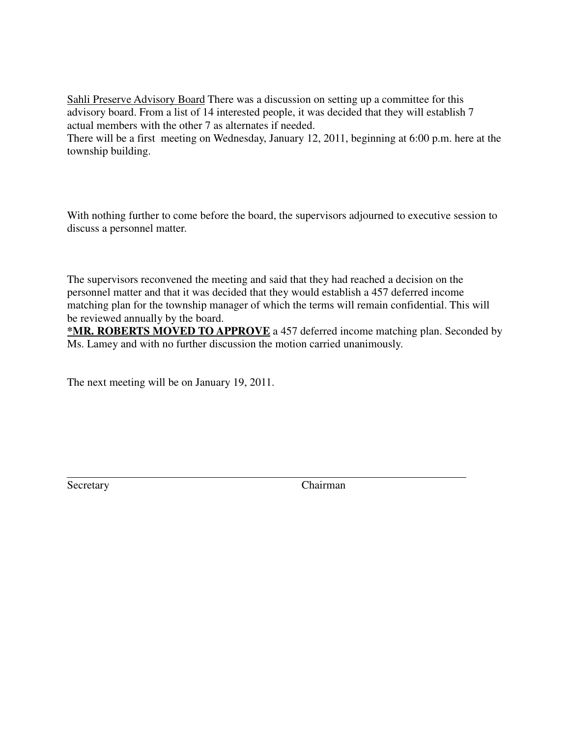<u>Sahli Preserve Advisory Board</u> There was a discussion on setting up a committee for this advisory board. From a list of 14 interested people, it was decided that they will establish 7 actual members with the other 7 as alternates if needed.
There will be a first meeting on Wednesday, January 12, 2011, beginning at 6:00 p.m. here at the township building.

With nothing further to come before the board, the supervisors adjourned to executive session to discuss a personnel matter.

The supervisors reconvened the meeting and said that they had reached a decision on the personnel matter and that it was decided that they would establish a 457 deferred income matching plan for the township manager of which the terms will remain confidential. This will be reviewed annually by the board.
**<u>*MR. ROBERTS MOVED TO APPROVE</u>** a 457 deferred income matching plan. Seconded by Ms. Lamey and with no further discussion the motion carried unanimously.

The next meeting will be on January 19, 2011.

\_\_\_\_\_\_\_\_\_\_\_\_\_\_\_\_\_\_\_\_\_\_\_\_\_\_\_\_\_\_\_\_\_\_\_\_\_\_\_\_\_\_\_\_\_\_\_\_\_\_\_\_\_\_\_\_\_\_\_\_\_\_\_\_

Secretary Chairman